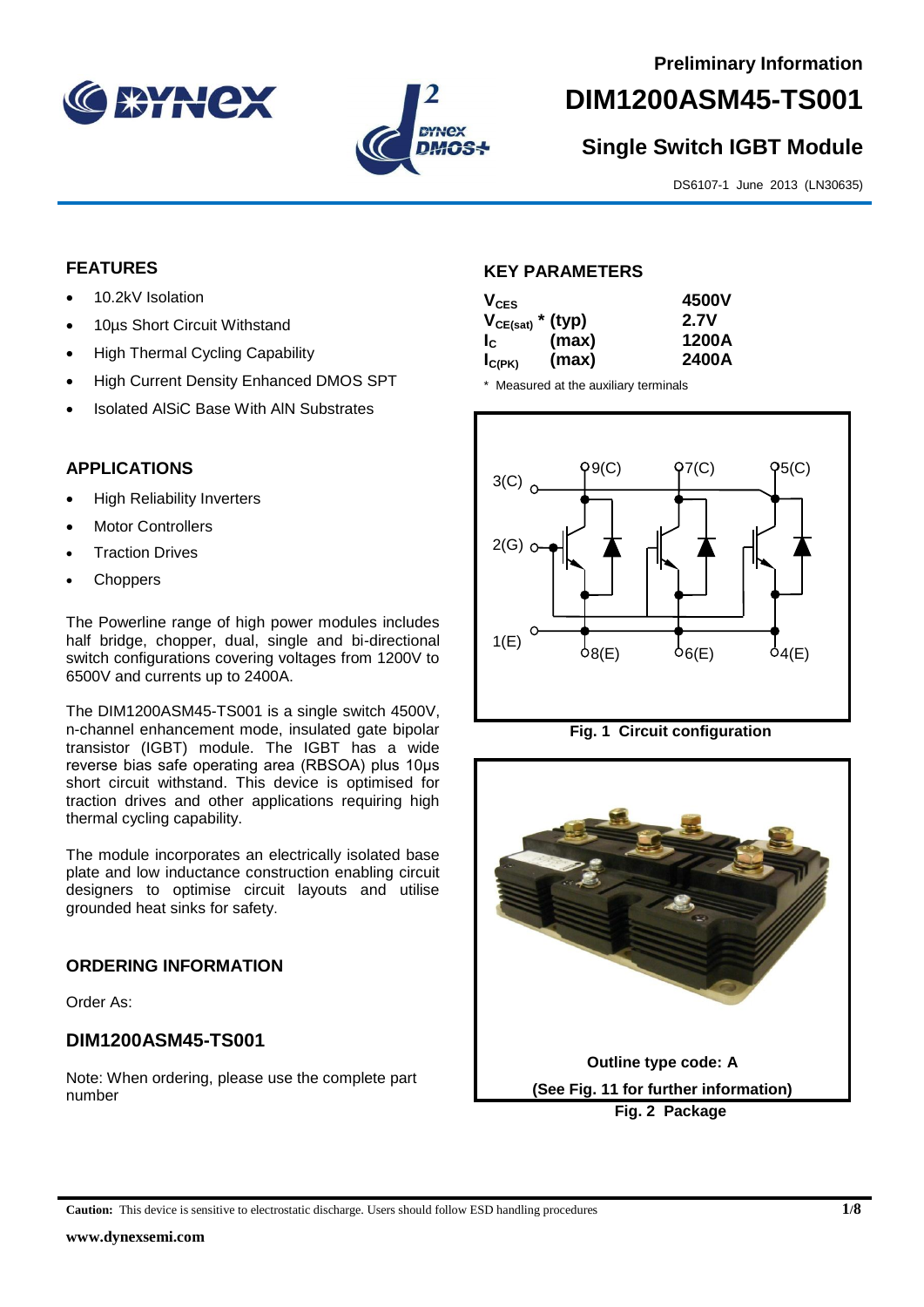Preliminary Information

# DIM1200ASM45-TS001

## Single Switch IGBT Module

DS6107-1 June 2013 (LN30635)

## FEATURES

- 10.2kV Isolation
- 10µs Short Circuit Withstand
- High Thermal Cycling Capability
- High Current Density Enhanced DMOS SPT
- Isolated AlSiC Base With AlN Substrates

## APPLICATIONS

- High Reliability Inverters
- Motor Controllers
- Traction Drives
- Choppers

The Powerline range of high power modules includes half bridge, chopper, dual, single and bi-directional switch configurations covering voltages from 1200V to 6500V and currents up to 2400A.

The DIM1200ASM45-TS001 is a single switch 4500V, n-channel enhancement mode, insulated gate bipolar transistor (IGBT) module. The IGBT has a wide reverse bias safe operating area (RBSOA) plus 10µs short circuit withstand. This device is optimised for traction drives and other applications requiring high thermal cycling capability.

The module incorporates an electrically isolated base plate and low inductance construction enabling circuit designers to optimise circuit layouts and utilise grounded heat sinks for safety.

## ORDERING INFORMATION

Order As:

### DIM1200ASM45-TS001

Note: When ordering, please use the complete part number

## KEY PARAMETERS

| | | |
|---|---|---|
| $V_{CES}$ | | **4500V** |
| $V_{CE(sat)}$ * | (typ) | **2.7V** |
| $I_C$ | (max) | **1200A** |
| $I_{C(PK)}$ | (max) | **2400A** |

\* Measured at the auxiliary terminals

3(C)
2(G)
1(E)
9(C)
7(C)
5(C)
8(E)
6(E)
4(E)

**Fig. 1 Circuit configuration**

**Outline type code: A**

**(See Fig. 11 for further information)**

**Fig. 2 Package**

**Caution:** This device is sensitive to electrostatic discharge. Users should follow ESD handling procedures

www.dynexsemi.com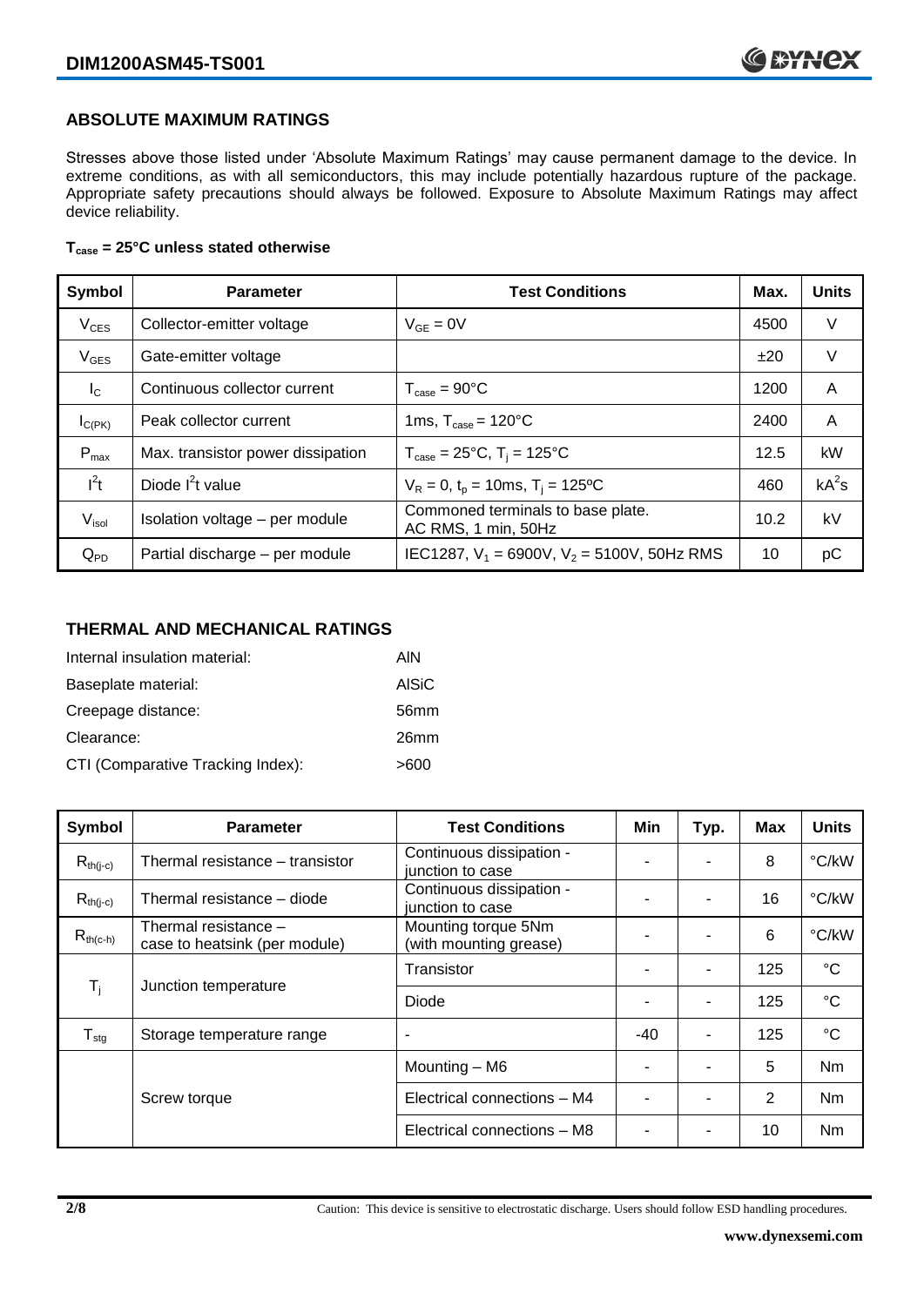## ABSOLUTE MAXIMUM RATINGS

Stresses above those listed under 'Absolute Maximum Ratings' may cause permanent damage to the device. In extreme conditions, as with all semiconductors, this may include potentially hazardous rupture of the package. Appropriate safety precautions should always be followed. Exposure to Absolute Maximum Ratings may affect device reliability.

**$T_{case}$ = 25°C unless stated otherwise**

| Symbol | Parameter | Test Conditions | Max. | Units |
|---|---|---|---|---|
| $V_{CES}$ | Collector-emitter voltage | $V_{GE}$ = 0V | 4500 | V |
| $V_{GES}$ | Gate-emitter voltage | | ±20 | V |
| $I_C$ | Continuous collector current | $T_{case}$ = 90°C | 1200 | A |
| $I_{C(PK)}$ | Peak collector current | 1ms, $T_{case}$ = 120°C | 2400 | A |
| $P_{max}$ | Max. transistor power dissipation | $T_{case}$ = 25°C, $T_j$ = 125°C | 12.5 | kW |
| $I^2t$ | Diode $I^2t$ value | $V_R$ = 0, $t_p$ = 10ms, $T_j$ = 125ºC | 460 | $kA^2s$ |
| $V_{isol}$ | Isolation voltage – per module | Commoned terminals to base plate. AC RMS, 1 min, 50Hz | 10.2 | kV |
| $Q_{PD}$ | Partial discharge – per module | IEC1287, $V_1$ = 6900V, $V_2$ = 5100V, 50Hz RMS | 10 | pC |

## THERMAL AND MECHANICAL RATINGS

| | |
|---|---|
| Internal insulation material: | AlN |
| Baseplate material: | AlSiC |
| Creepage distance: | 56mm |
| Clearance: | 26mm |
| CTI (Comparative Tracking Index): | >600 |

| Symbol | Parameter | Test Conditions | Min | Typ. | Max | Units |
|---|---|---|---|---|---|---|
| $R_{th(j-c)}$ | Thermal resistance – transistor | Continuous dissipation - junction to case | - | - | 8 | °C/kW |
| $R_{th(j-c)}$ | Thermal resistance – diode | Continuous dissipation - junction to case | - | - | 16 | °C/kW |
| $R_{th(c-h)}$ | Thermal resistance – case to heatsink (per module) | Mounting torque 5Nm (with mounting grease) | - | - | 6 | °C/kW |
| $T_j$ | Junction temperature | Transistor | - | - | 125 | °C |
| | | Diode | - | - | 125 | °C |
| $T_{stg}$ | Storage temperature range | - | -40 | - | 125 | °C |
| | Screw torque | Mounting – M6 | - | - | 5 | Nm |
| | | Electrical connections – M4 | - | - | 2 | Nm |
| | | Electrical connections – M8 | - | - | 10 | Nm |

Caution: This device is sensitive to electrostatic discharge. Users should follow ESD handling procedures.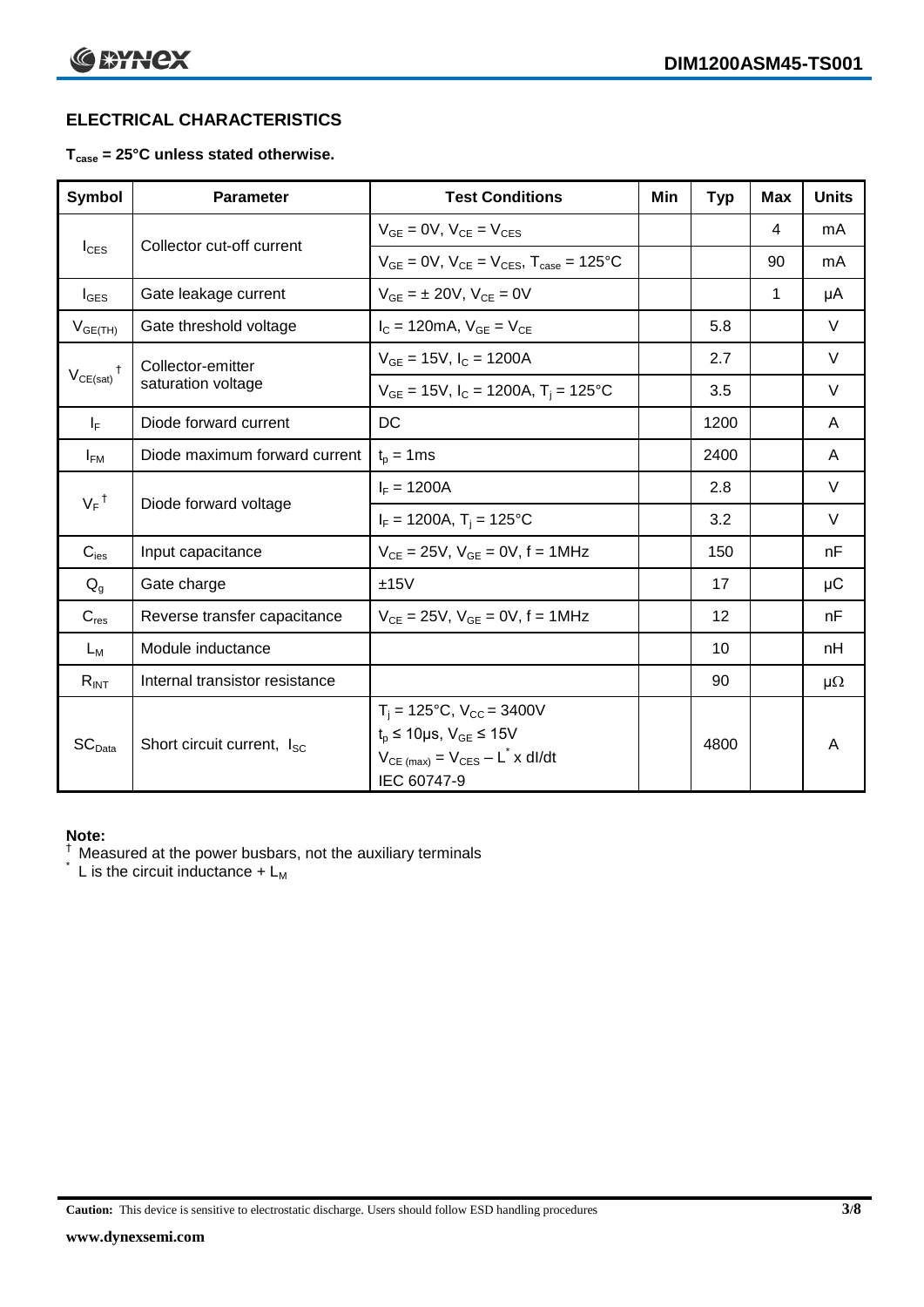## ELECTRICAL CHARACTERISTICS

**$T_{case}$ = 25°C unless stated otherwise.**

| Symbol | Parameter | Test Conditions | Min | Typ | Max | Units |
|---|---|---|---|---|---|---|
| $I_{CES}$ | Collector cut-off current | $V_{GE}$ = 0V, $V_{CE}$ = $V_{CES}$ | | | 4 | mA |
| | | $V_{GE}$ = 0V, $V_{CE}$ = $V_{CES}$, $T_{case}$ = 125°C | | | 90 | mA |
| $I_{GES}$ | Gate leakage current | $V_{GE}$ = ± 20V, $V_{CE}$ = 0V | | | 1 | μA |
| $V_{GE(TH)}$ | Gate threshold voltage | $I_C$ = 120mA, $V_{GE}$ = $V_{CE}$ | | 5.8 | | V |
| $V_{CE(sat)}$ † | Collector-emitter saturation voltage | $V_{GE}$ = 15V, $I_C$ = 1200A | | 2.7 | | V |
| | | $V_{GE}$ = 15V, $I_C$ = 1200A, $T_j$ = 125°C | | 3.5 | | V |
| $I_F$ | Diode forward current | DC | | 1200 | | A |
| $I_{FM}$ | Diode maximum forward current | $t_p$ = 1ms | | 2400 | | A |
| $V_F$ † | Diode forward voltage | $I_F$ = 1200A | | 2.8 | | V |
| | | $I_F$ = 1200A, $T_j$ = 125°C | | 3.2 | | V |
| $C_{ies}$ | Input capacitance | $V_{CE}$ = 25V, $V_{GE}$ = 0V, f = 1MHz | | 150 | | nF |
| $Q_g$ | Gate charge | ±15V | | 17 | | μC |
| $C_{res}$ | Reverse transfer capacitance | $V_{CE}$ = 25V, $V_{GE}$ = 0V, f = 1MHz | | 12 | | nF |
| $L_M$ | Module inductance | | | 10 | | nH |
| $R_{INT}$ | Internal transistor resistance | | | 90 | | μΩ |
| $SC_{Data}$ | Short circuit current, $I_{SC}$ | $T_j$ = 125°C, $V_{CC}$ = 3400V<br>$t_p$ ≤ 10μs, $V_{GE}$ ≤ 15V<br>$V_{CE\,(max)}$ = $V_{CES}$ – $L^*$ x dI/dt<br>IEC 60747-9 | | 4800 | | A |

**Note:**

† Measured at the power busbars, not the auxiliary terminals

\* L is the circuit inductance + $L_M$

**Caution:** This device is sensitive to electrostatic discharge. Users should follow ESD handling procedures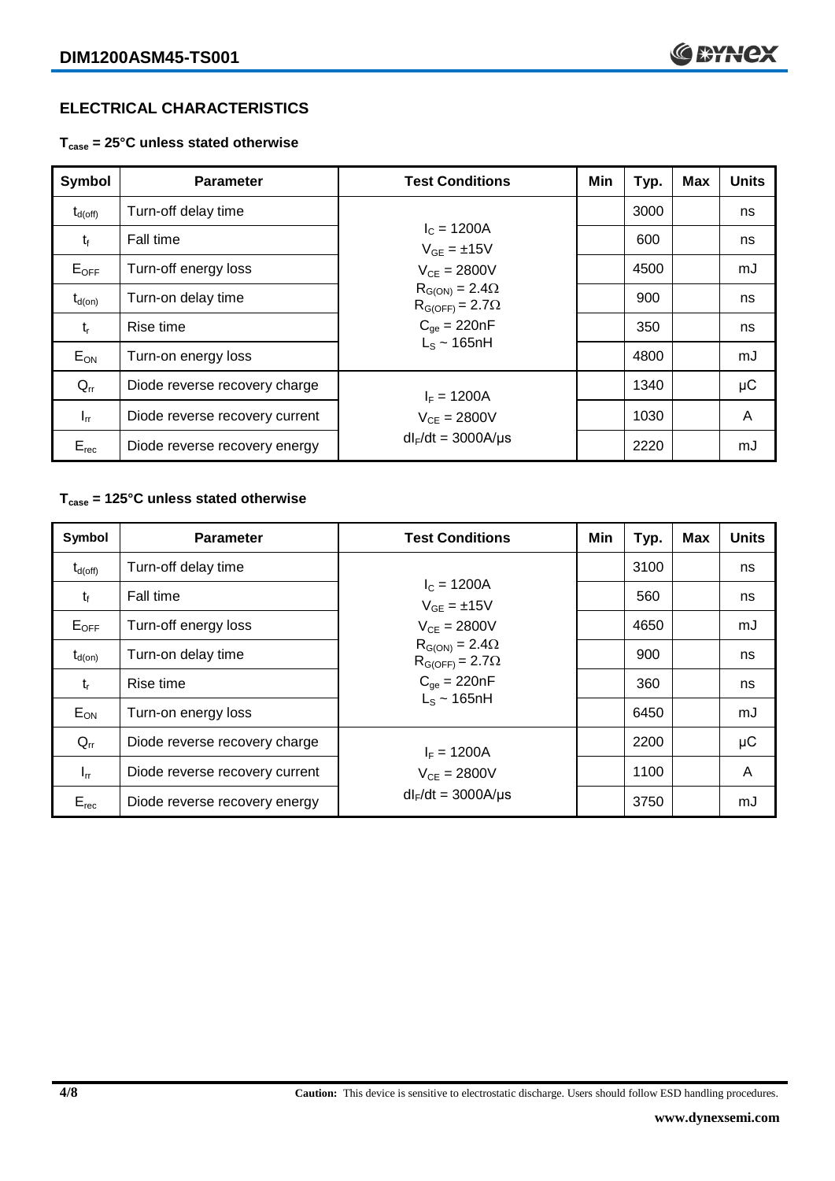## ELECTRICAL CHARACTERISTICS

**$T_{case}$ = 25°C unless stated otherwise**

| Symbol | Parameter | Test Conditions | Min | Typ. | Max | Units |
|---|---|---|---|---|---|---|
| $t_{d(off)}$ | Turn-off delay time | $I_C$ = 1200A<br>$V_{GE}$ = ±15V<br>$V_{CE}$ = 2800V<br>$R_{G(ON)}$ = 2.4Ω<br>$R_{G(OFF)}$ = 2.7Ω<br>$C_{ge}$ = 220nF<br>$L_S$ ~ 165nH | | 3000 | | ns |
| $t_f$ | Fall time | | | 600 | | ns |
| $E_{OFF}$ | Turn-off energy loss | | | 4500 | | mJ |
| $t_{d(on)}$ | Turn-on delay time | | | 900 | | ns |
| $t_r$ | Rise time | | | 350 | | ns |
| $E_{ON}$ | Turn-on energy loss | | | 4800 | | mJ |
| $Q_{rr}$ | Diode reverse recovery charge | $I_F$ = 1200A<br>$V_{CE}$ = 2800V<br>$dI_F/dt$ = 3000A/µs | | 1340 | | µC |
| $I_{rr}$ | Diode reverse recovery current | | | 1030 | | A |
| $E_{rec}$ | Diode reverse recovery energy | | | 2220 | | mJ |

**$T_{case}$ = 125°C unless stated otherwise**

| Symbol | Parameter | Test Conditions | Min | Typ. | Max | Units |
|---|---|---|---|---|---|---|
| $t_{d(off)}$ | Turn-off delay time | $I_C$ = 1200A<br>$V_{GE}$ = ±15V<br>$V_{CE}$ = 2800V<br>$R_{G(ON)}$ = 2.4Ω<br>$R_{G(OFF)}$ = 2.7Ω<br>$C_{ge}$ = 220nF<br>$L_S$ ~ 165nH | | 3100 | | ns |
| $t_f$ | Fall time | | | 560 | | ns |
| $E_{OFF}$ | Turn-off energy loss | | | 4650 | | mJ |
| $t_{d(on)}$ | Turn-on delay time | | | 900 | | ns |
| $t_r$ | Rise time | | | 360 | | ns |
| $E_{ON}$ | Turn-on energy loss | | | 6450 | | mJ |
| $Q_{rr}$ | Diode reverse recovery charge | $I_F$ = 1200A<br>$V_{CE}$ = 2800V<br>$dI_F/dt$ = 3000A/µs | | 2200 | | µC |
| $I_{rr}$ | Diode reverse recovery current | | | 1100 | | A |
| $E_{rec}$ | Diode reverse recovery energy | | | 3750 | | mJ |

**Caution:** This device is sensitive to electrostatic discharge. Users should follow ESD handling procedures.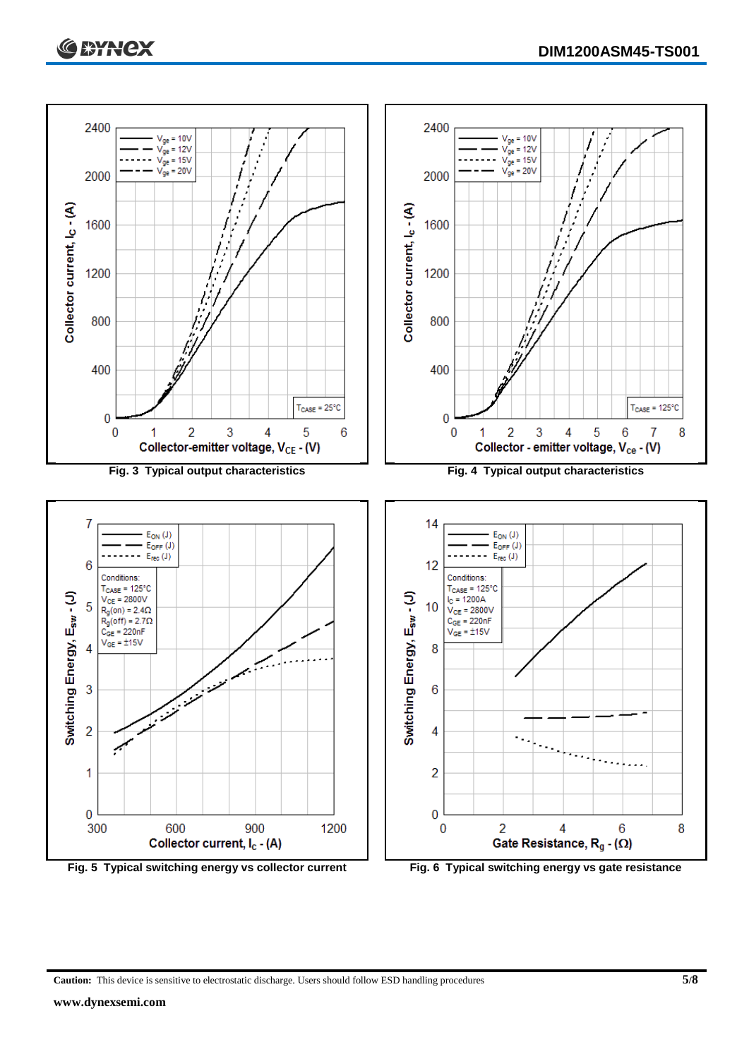2400
2000
1600
1200
800
400
0

Collector current, $I_C$ - (A)

0 1 2 3 4 5 6

Collector-emitter voltage, $V_{CE}$ - (V)

$V_{ge}$ = 10V
$V_{ge}$ = 12V
$V_{ge}$ = 15V
$V_{ge}$ = 20V

$T_{CASE}$ = 25°C

**Fig. 3 Typical output characteristics**

2400
2000
1600
1200
800
400
0

Collector current, $I_C$ - (A)

0 1 2 3 4 5 6 7 8

Collector - emitter voltage, $V_{ce}$ - (V)

$V_{ge}$ = 10V
$V_{ge}$ = 12V
$V_{ge}$ = 15V
$V_{ge}$ = 20V

$T_{CASE}$ = 125°C

**Fig. 4 Typical output characteristics**

7
6
5
4
3
2
1
0

Switching Energy, $E_{sw}$ - (J)

300 600 900 1200

Collector current, $I_C$ - (A)

$E_{ON}$ (J)
$E_{OFF}$ (J)
$E_{rec}$ (J)

Conditions:
$T_{CASE}$ = 125°C
$V_{CE}$ = 2800V
$R_g$(on) = 2.4Ω
$R_g$(off) = 2.7Ω
$C_{GE}$ = 220nF
$V_{GE}$ = ±15V

**Fig. 5 Typical switching energy vs collector current**

14
12
10
8
6
4
2
0

Switching Energy, $E_{sw}$ - (J)

0 2 4 6 8

Gate Resistance, $R_g$ - (Ω)

$E_{ON}$ (J)
$E_{OFF}$ (J)
$E_{rec}$ (J)

Conditions:
$T_{CASE}$ = 125°C
$I_C$ = 1200A
$V_{CE}$ = 2800V
$C_{GE}$ = 220nF
$V_{GE}$ = ±15V

**Fig. 6 Typical switching energy vs gate resistance**

**Caution:** This device is sensitive to electrostatic discharge. Users should follow ESD handling procedures

**www.dynexsemi.com**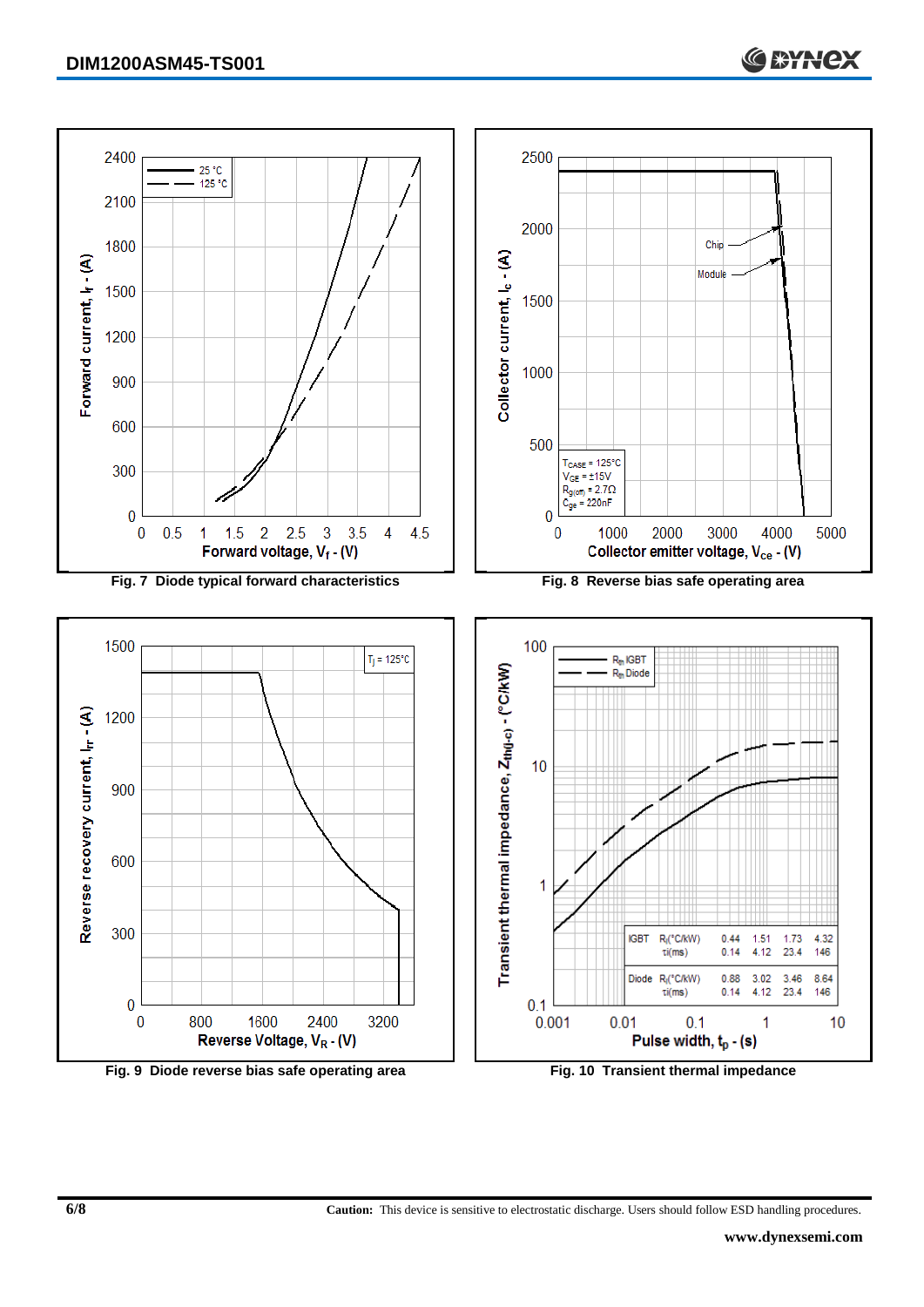2400
2100
1800
1500
1200
900
600
300
0

25 °C
125 °C

Forward current, $I_f$ - (A)

0 0.5 1 1.5 2 2.5 3 3.5 4 4.5

Forward voltage, $V_f$ - (V)

**Fig. 7 Diode typical forward characteristics**

2500
2000
1500
1000
500
0

Chip
Module

$T_{CASE}$ = 125°C
$V_{GE}$ = ±15V
$R_{g(off)}$ = 2.7Ω
$C_{ge}$ = 220nF

Collector current, $I_c$ - (A)

0 1000 2000 3000 4000 5000

Collector emitter voltage, $V_{ce}$ - (V)

**Fig. 8 Reverse bias safe operating area**

1500
1200
900
600
300
0

$T_j$ = 125°C

Reverse recovery current, $I_{rr}$ - (A)

0 800 1600 2400 3200

Reverse Voltage, $V_R$ - (V)

**Fig. 9 Diode reverse bias safe operating area**

100
10
1
0.1

$R_{th}$ IGBT
$R_{th}$ Diode

Transient thermal impedance, $Z_{th(j-c)}$ - (°C/kW)

| | | | | | |
|---|---|---|---|---|---|
| IGBT | $R_i$(°C/kW) | 0.44 | 1.51 | 1.73 | 4.32 |
| | τi(ms) | 0.14 | 4.12 | 23.4 | 146 |
| Diode | $R_i$(°C/kW) | 0.88 | 3.02 | 3.46 | 8.64 |
| | τi(ms) | 0.14 | 4.12 | 23.4 | 146 |

0.001 0.01 0.1 1 10

Pulse width, $t_p$ - (s)

**Fig. 10 Transient thermal impedance**

**Caution:** This device is sensitive to electrostatic discharge. Users should follow ESD handling procedures.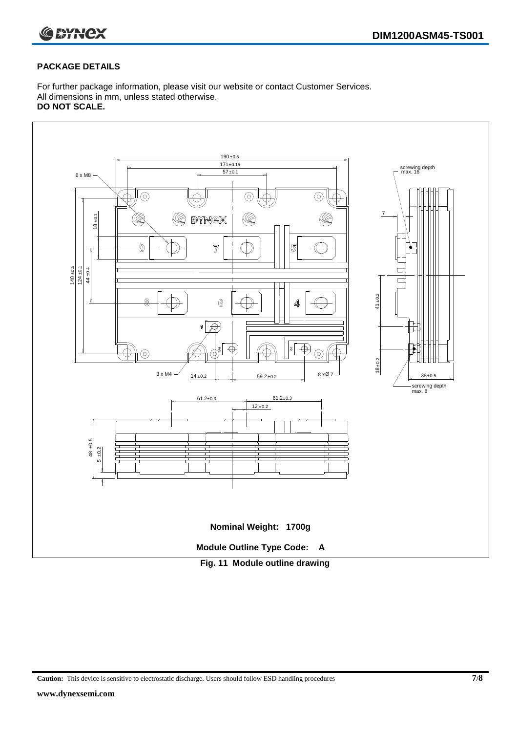## PACKAGE DETAILS

For further package information, please visit our website or contact Customer Services.
All dimensions in mm, unless stated otherwise.
**DO NOT SCALE.**

190±0.5
171±0.15
57±0.1
6 x M8
screwing depth max. 16
7
18 ±0.1
140 ±0.5
124 ±0.1
44 ±0.4
41 ±0.2
18±0.2
3 x M4
14±0.2
59.2±0.2
8 x Ø 7
38±0.5
screwing depth max. 8
61.2±0.3
61.2±0.3
12 ±0.2
48 ±0.5
5 ±0.2

**Nominal Weight: 1700g**

**Module Outline Type Code: A**

**Fig. 11 Module outline drawing**

**Caution:** This device is sensitive to electrostatic discharge. Users should follow ESD handling procedures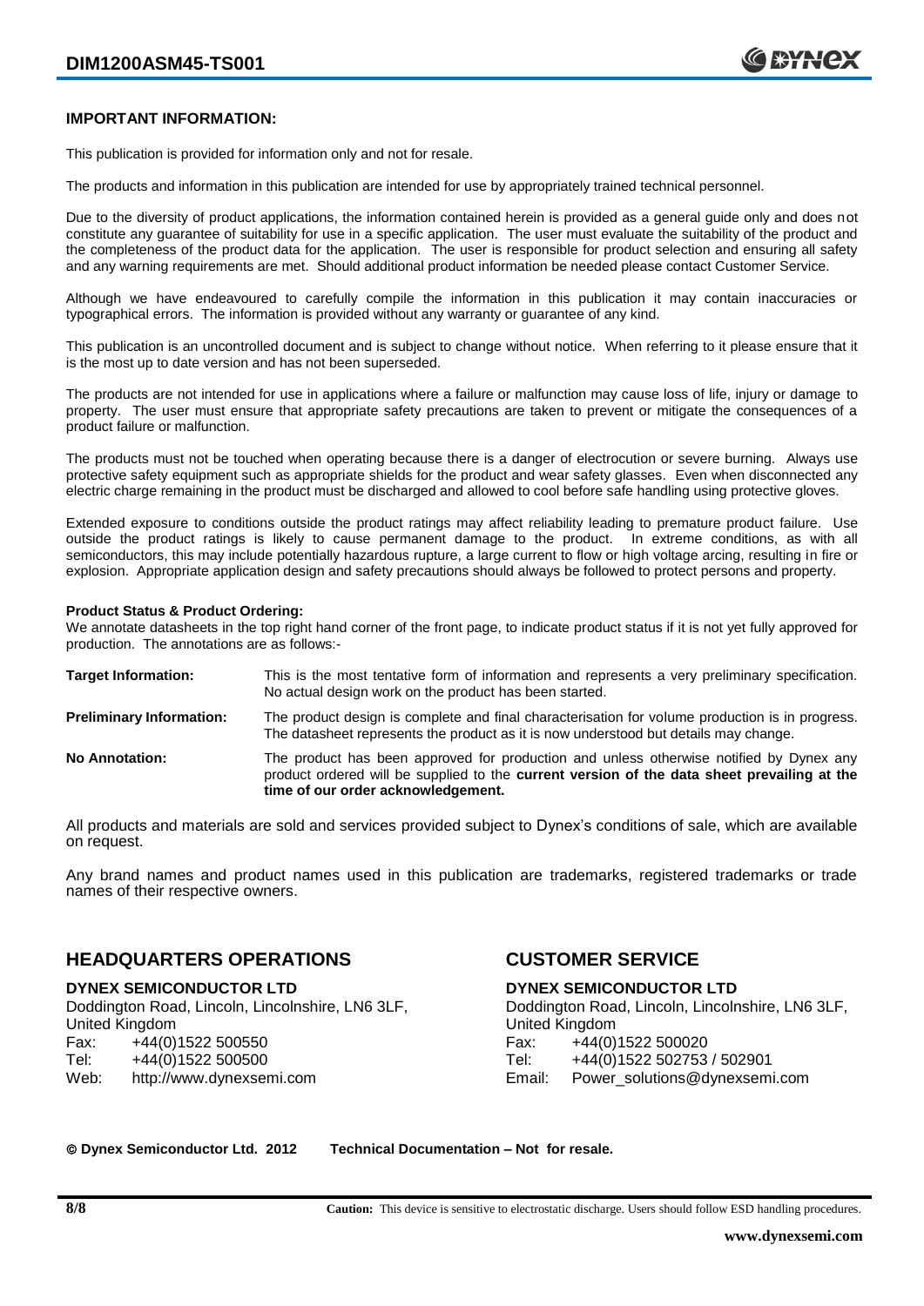**IMPORTANT INFORMATION:**

This publication is provided for information only and not for resale.

The products and information in this publication are intended for use by appropriately trained technical personnel.

Due to the diversity of product applications, the information contained herein is provided as a general guide only and does not constitute any guarantee of suitability for use in a specific application. The user must evaluate the suitability of the product and the completeness of the product data for the application. The user is responsible for product selection and ensuring all safety and any warning requirements are met. Should additional product information be needed please contact Customer Service.

Although we have endeavoured to carefully compile the information in this publication it may contain inaccuracies or typographical errors. The information is provided without any warranty or guarantee of any kind.

This publication is an uncontrolled document and is subject to change without notice. When referring to it please ensure that it is the most up to date version and has not been superseded.

The products are not intended for use in applications where a failure or malfunction may cause loss of life, injury or damage to property. The user must ensure that appropriate safety precautions are taken to prevent or mitigate the consequences of a product failure or malfunction.

The products must not be touched when operating because there is a danger of electrocution or severe burning. Always use protective safety equipment such as appropriate shields for the product and wear safety glasses. Even when disconnected any electric charge remaining in the product must be discharged and allowed to cool before safe handling using protective gloves.

Extended exposure to conditions outside the product ratings may affect reliability leading to premature product failure. Use outside the product ratings is likely to cause permanent damage to the product. In extreme conditions, as with all semiconductors, this may include potentially hazardous rupture, a large current to flow or high voltage arcing, resulting in fire or explosion. Appropriate application design and safety precautions should always be followed to protect persons and property.

**Product Status & Product Ordering:**

We annotate datasheets in the top right hand corner of the front page, to indicate product status if it is not yet fully approved for production. The annotations are as follows:-

| | |
|---|---|
| **Target Information:** | This is the most tentative form of information and represents a very preliminary specification. No actual design work on the product has been started. |
| **Preliminary Information:** | The product design is complete and final characterisation for volume production is in progress. The datasheet represents the product as it is now understood but details may change. |
| **No Annotation:** | The product has been approved for production and unless otherwise notified by Dynex any product ordered will be supplied to the **current version of the data sheet prevailing at the time of our order acknowledgement.** |

All products and materials are sold and services provided subject to Dynex's conditions of sale, which are available on request.

Any brand names and product names used in this publication are trademarks, registered trademarks or trade names of their respective owners.

## HEADQUARTERS OPERATIONS

**DYNEX SEMICONDUCTOR LTD**

Doddington Road, Lincoln, Lincolnshire, LN6 3LF,
United Kingdom
Fax: +44(0)1522 500550
Tel: +44(0)1522 500500
Web: http://www.dynexsemi.com

## CUSTOMER SERVICE

**DYNEX SEMICONDUCTOR LTD**

Doddington Road, Lincoln, Lincolnshire, LN6 3LF,
United Kingdom
Fax: +44(0)1522 500020
Tel: +44(0)1522 502753 / 502901
Email: Power_solutions@dynexsemi.com

**© Dynex Semiconductor Ltd. 2012 Technical Documentation – Not for resale.**

**Caution:** This device is sensitive to electrostatic discharge. Users should follow ESD handling procedures.